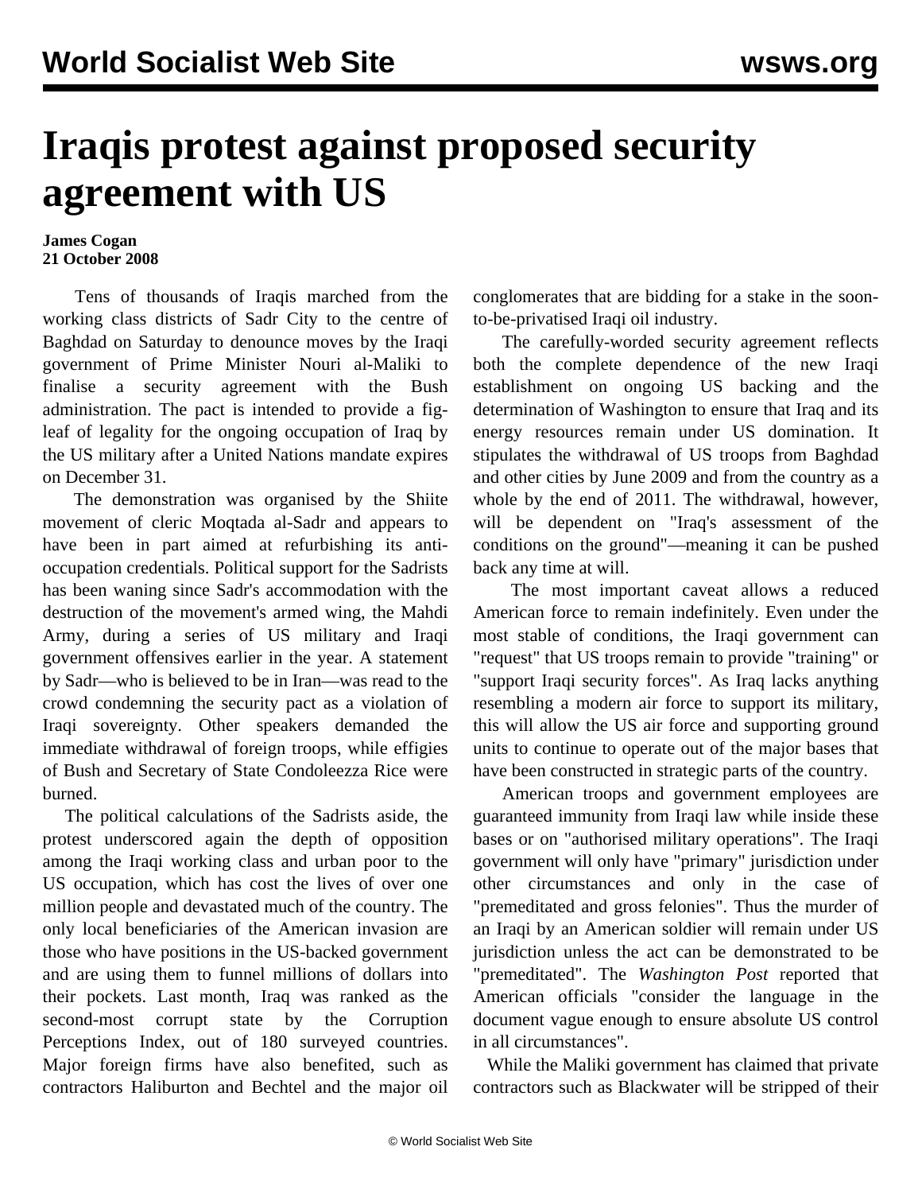# Iraqis protest against proposed security agreement with US

**James Cogan**
**21 October 2008**

Tens of thousands of Iraqis marched from the working class districts of Sadr City to the centre of Baghdad on Saturday to denounce moves by the Iraqi government of Prime Minister Nouri al-Maliki to finalise a security agreement with the Bush administration. The pact is intended to provide a fig-leaf of legality for the ongoing occupation of Iraq by the US military after a United Nations mandate expires on December 31.

The demonstration was organised by the Shiite movement of cleric Moqtada al-Sadr and appears to have been in part aimed at refurbishing its anti-occupation credentials. Political support for the Sadrists has been waning since Sadr's accommodation with the destruction of the movement's armed wing, the Mahdi Army, during a series of US military and Iraqi government offensives earlier in the year. A statement by Sadr—who is believed to be in Iran—was read to the crowd condemning the security pact as a violation of Iraqi sovereignty. Other speakers demanded the immediate withdrawal of foreign troops, while effigies of Bush and Secretary of State Condoleezza Rice were burned.

The political calculations of the Sadrists aside, the protest underscored again the depth of opposition among the Iraqi working class and urban poor to the US occupation, which has cost the lives of over one million people and devastated much of the country. The only local beneficiaries of the American invasion are those who have positions in the US-backed government and are using them to funnel millions of dollars into their pockets. Last month, Iraq was ranked as the second-most corrupt state by the Corruption Perceptions Index, out of 180 surveyed countries. Major foreign firms have also benefited, such as contractors Haliburton and Bechtel and the major oil conglomerates that are bidding for a stake in the soon-to-be-privatised Iraqi oil industry.

The carefully-worded security agreement reflects both the complete dependence of the new Iraqi establishment on ongoing US backing and the determination of Washington to ensure that Iraq and its energy resources remain under US domination. It stipulates the withdrawal of US troops from Baghdad and other cities by June 2009 and from the country as a whole by the end of 2011. The withdrawal, however, will be dependent on "Iraq's assessment of the conditions on the ground"—meaning it can be pushed back any time at will.

The most important caveat allows a reduced American force to remain indefinitely. Even under the most stable of conditions, the Iraqi government can "request" that US troops remain to provide "training" or "support Iraqi security forces". As Iraq lacks anything resembling a modern air force to support its military, this will allow the US air force and supporting ground units to continue to operate out of the major bases that have been constructed in strategic parts of the country.

American troops and government employees are guaranteed immunity from Iraqi law while inside these bases or on "authorised military operations". The Iraqi government will only have "primary" jurisdiction under other circumstances and only in the case of "premeditated and gross felonies". Thus the murder of an Iraqi by an American soldier will remain under US jurisdiction unless the act can be demonstrated to be "premeditated". The *Washington Post* reported that American officials "consider the language in the document vague enough to ensure absolute US control in all circumstances".

While the Maliki government has claimed that private contractors such as Blackwater will be stripped of their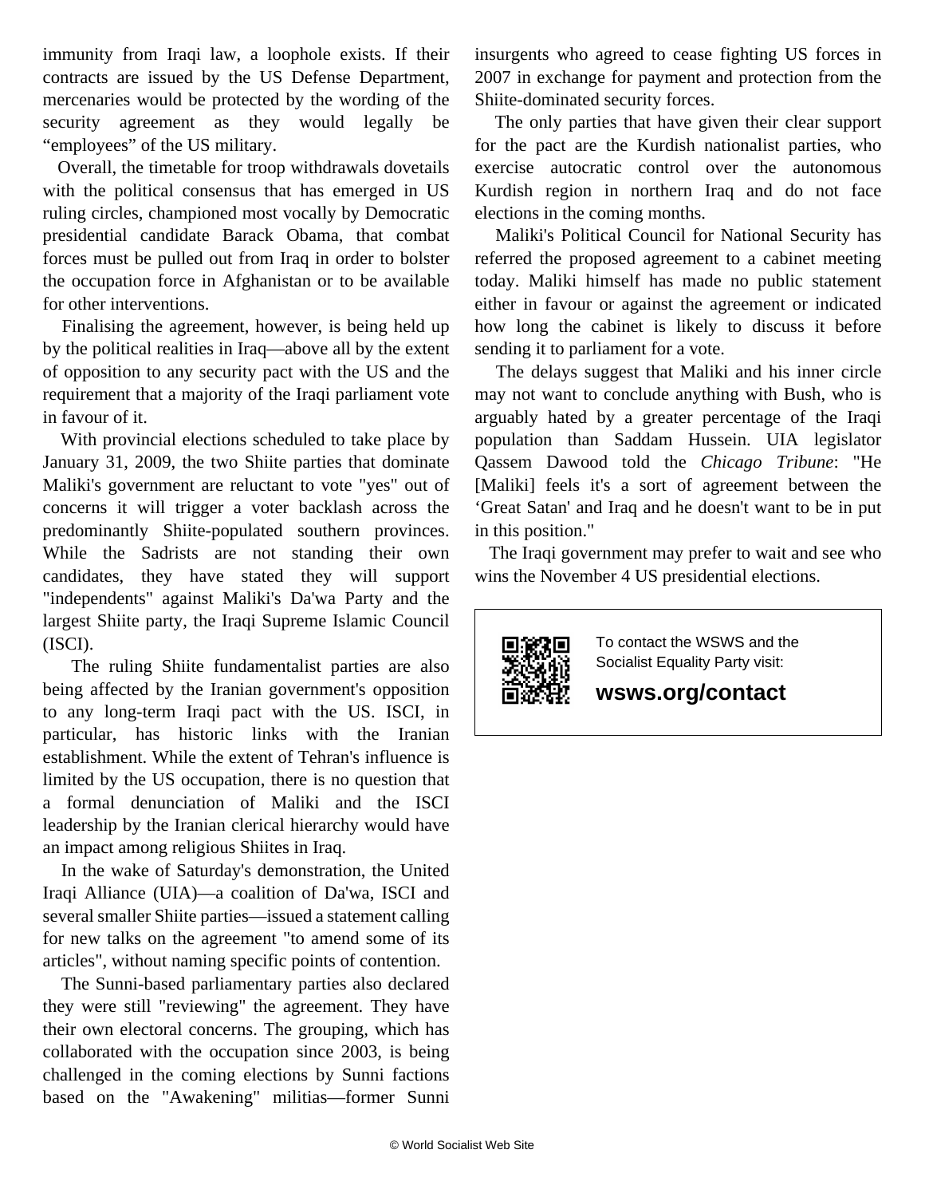immunity from Iraqi law, a loophole exists. If their contracts are issued by the US Defense Department, mercenaries would be protected by the wording of the security agreement as they would legally be "employees" of the US military.

Overall, the timetable for troop withdrawals dovetails with the political consensus that has emerged in US ruling circles, championed most vocally by Democratic presidential candidate Barack Obama, that combat forces must be pulled out from Iraq in order to bolster the occupation force in Afghanistan or to be available for other interventions.

Finalising the agreement, however, is being held up by the political realities in Iraq—above all by the extent of opposition to any security pact with the US and the requirement that a majority of the Iraqi parliament vote in favour of it.

With provincial elections scheduled to take place by January 31, 2009, the two Shiite parties that dominate Maliki's government are reluctant to vote "yes" out of concerns it will trigger a voter backlash across the predominantly Shiite-populated southern provinces. While the Sadrists are not standing their own candidates, they have stated they will support "independents" against Maliki's Da'wa Party and the largest Shiite party, the Iraqi Supreme Islamic Council (ISCI).

The ruling Shiite fundamentalist parties are also being affected by the Iranian government's opposition to any long-term Iraqi pact with the US. ISCI, in particular, has historic links with the Iranian establishment. While the extent of Tehran's influence is limited by the US occupation, there is no question that a formal denunciation of Maliki and the ISCI leadership by the Iranian clerical hierarchy would have an impact among religious Shiites in Iraq.

In the wake of Saturday's demonstration, the United Iraqi Alliance (UIA)—a coalition of Da'wa, ISCI and several smaller Shiite parties—issued a statement calling for new talks on the agreement "to amend some of its articles", without naming specific points of contention.

The Sunni-based parliamentary parties also declared they were still "reviewing" the agreement. They have their own electoral concerns. The grouping, which has collaborated with the occupation since 2003, is being challenged in the coming elections by Sunni factions based on the "Awakening" militias—former Sunni insurgents who agreed to cease fighting US forces in 2007 in exchange for payment and protection from the Shiite-dominated security forces.

The only parties that have given their clear support for the pact are the Kurdish nationalist parties, who exercise autocratic control over the autonomous Kurdish region in northern Iraq and do not face elections in the coming months.

Maliki's Political Council for National Security has referred the proposed agreement to a cabinet meeting today. Maliki himself has made no public statement either in favour or against the agreement or indicated how long the cabinet is likely to discuss it before sending it to parliament for a vote.

The delays suggest that Maliki and his inner circle may not want to conclude anything with Bush, who is arguably hated by a greater percentage of the Iraqi population than Saddam Hussein. UIA legislator Qassem Dawood told the *Chicago Tribune*: "He [Maliki] feels it's a sort of agreement between the 'Great Satan' and Iraq and he doesn't want to be in put in this position."

The Iraqi government may prefer to wait and see who wins the November 4 US presidential elections.

To contact the WSWS and the Socialist Equality Party visit:

**wsws.org/contact**